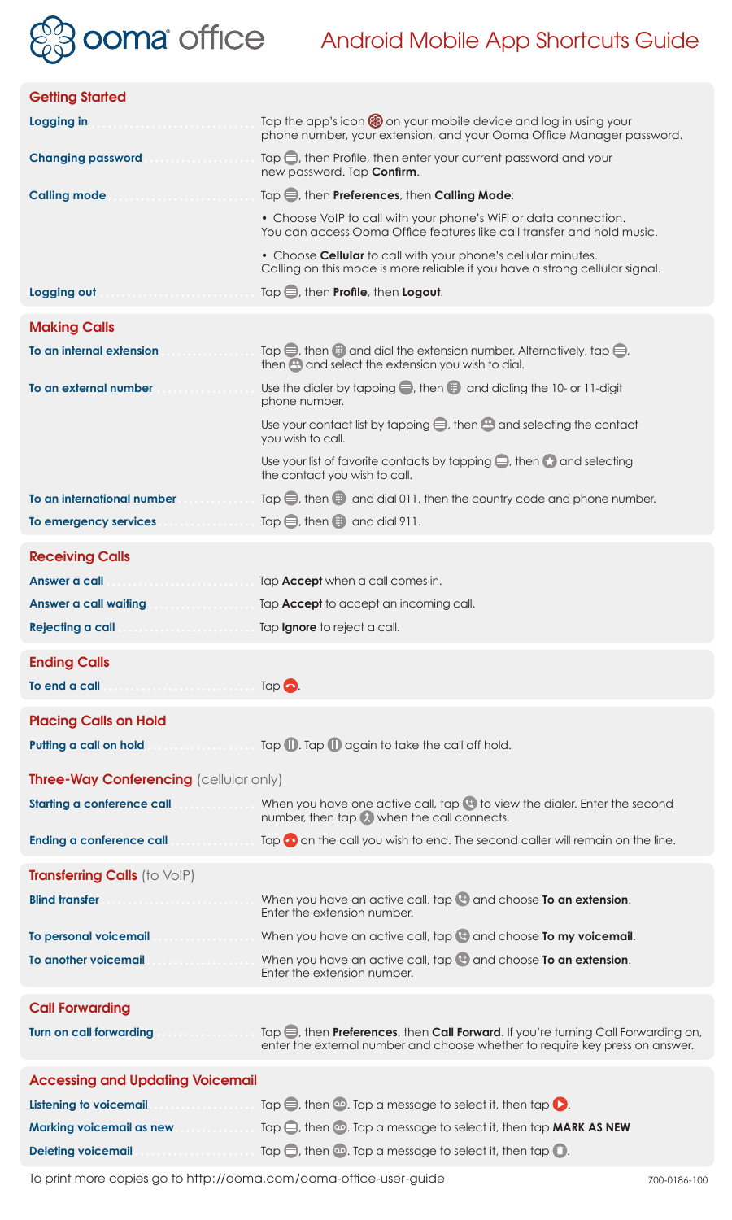# ooma office — Android Mobile App Shortcuts Guide

## Getting Started

| | |
|---|---|
| **Logging in** | Tap the app's icon on your mobile device and log in using your phone number, your extension, and your Ooma Office Manager password. |
| **Changing password** | Tap, then Profile, then enter your current password and your new password. Tap **Confirm**. |
| **Calling mode** | Tap, then **Preferences**, then **Calling Mode**: |
| | • Choose VoIP to call with your phone's WiFi or data connection. You can access Ooma Office features like call transfer and hold music. |
| | • Choose **Cellular** to call with your phone's cellular minutes. Calling on this mode is more reliable if you have a strong cellular signal. |
| **Logging out** | Tap, then **Profile**, then **Logout**. |

## Making Calls

| | |
|---|---|
| **To an internal extension** | Tap, then and dial the extension number. Alternatively, tap, then and select the extension you wish to dial. |
| **To an external number** | Use the dialer by tapping, then and dialing the 10- or 11-digit phone number. |
| | Use your contact list by tapping, then and selecting the contact you wish to call. |
| | Use your list of favorite contacts by tapping, then and selecting the contact you wish to call. |
| **To an international number** | Tap, then and dial 011, then the country code and phone number. |
| **To emergency services** | Tap, then and dial 911. |

## Receiving Calls

| | |
|---|---|
| **Answer a call** | Tap **Accept** when a call comes in. |
| **Answer a call waiting** | Tap **Accept** to accept an incoming call. |
| **Rejecting a call** | Tap **Ignore** to reject a call. |

## Ending Calls

| | |
|---|---|
| **To end a call** | Tap. |

## Placing Calls on Hold

| | |
|---|---|
| **Putting a call on hold** | Tap. Tap again to take the call off hold. |

## Three-Way Conferencing (cellular only)

| | |
|---|---|
| **Starting a conference call** | When you have one active call, tap to view the dialer. Enter the second number, then tap when the call connects. |
| **Ending a conference call** | Tap on the call you wish to end. The second caller will remain on the line. |

## Transferring Calls (to VoIP)

| | |
|---|---|
| **Blind transfer** | When you have an active call, tap and choose **To an extension**. Enter the extension number. |
| **To personal voicemail** | When you have an active call, tap and choose **To my voicemail**. |
| **To another voicemail** | When you have an active call, tap and choose **To an extension**. Enter the extension number. |

## Call Forwarding

| | |
|---|---|
| **Turn on call forwarding** | Tap, then **Preferences**, then **Call Forward**. If you're turning Call Forwarding on, enter the external number and choose whether to require key press on answer. |

## Accessing and Updating Voicemail

| | |
|---|---|
| **Listening to voicemail** | Tap, then. Tap a message to select it, then tap. |
| **Marking voicemail as new** | Tap, then. Tap a message to select it, then tap **MARK AS NEW** |
| **Deleting voicemail** | Tap, then. Tap a message to select it, then tap. |

To print more copies go to http://ooma.com/ooma-office-user-guide

700-0186-100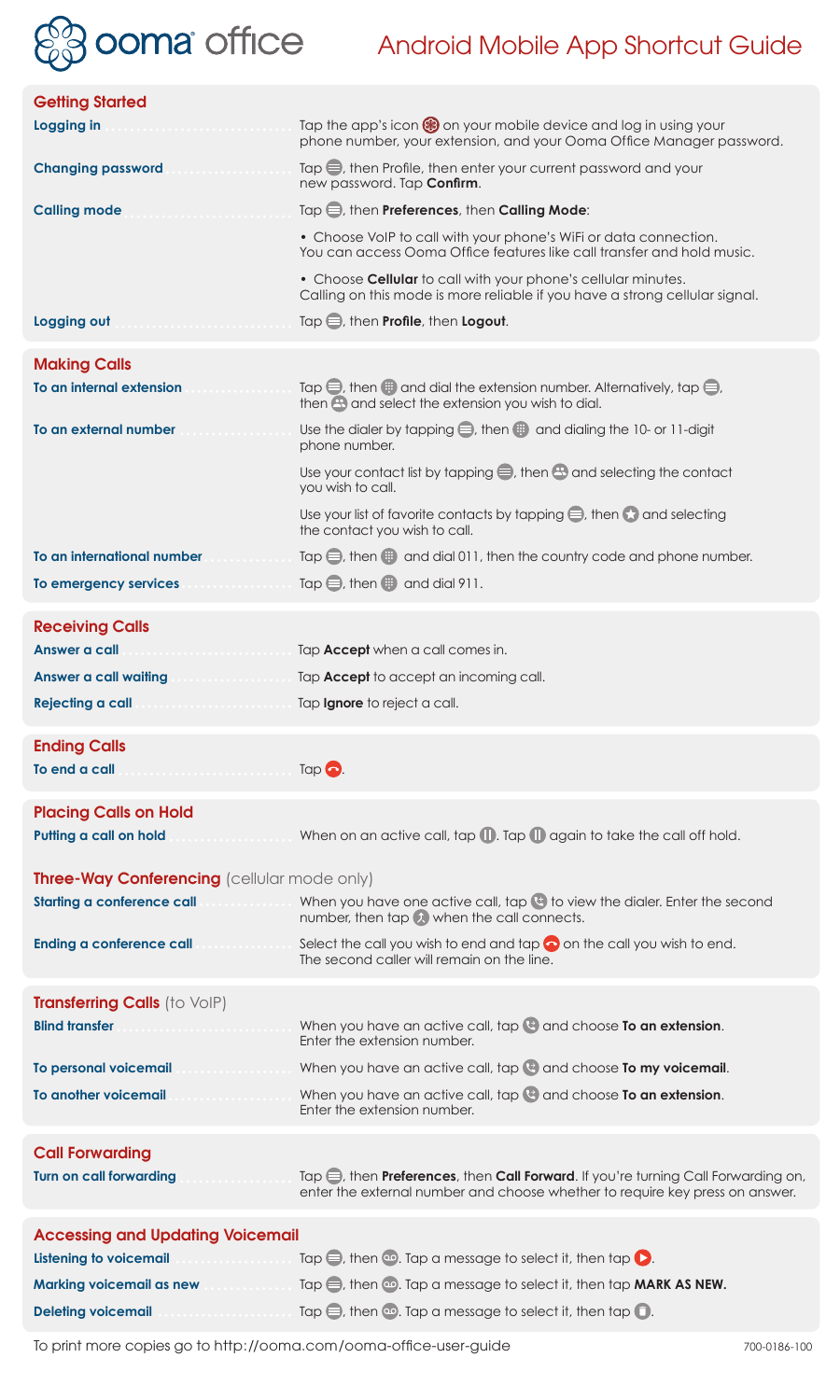# ooma office — Android Mobile App Shortcut Guide

## Getting Started

| | |
|---|---|
| **Logging in** | Tap the app's icon on your mobile device and log in using your phone number, your extension, and your Ooma Office Manager password. |
| **Changing password** | Tap , then Profile, then enter your current password and your new password. Tap **Confirm**. |
| **Calling mode** | Tap , then **Preferences**, then **Calling Mode**: |
| | • Choose VoIP to call with your phone's WiFi or data connection. You can access Ooma Office features like call transfer and hold music. |
| | • Choose **Cellular** to call with your phone's cellular minutes. Calling on this mode is more reliable if you have a strong cellular signal. |
| **Logging out** | Tap , then **Profile**, then **Logout**. |

## Making Calls

| | |
|---|---|
| **To an internal extension** | Tap , then and dial the extension number. Alternatively, tap , then and select the extension you wish to dial. |
| **To an external number** | Use the dialer by tapping , then and dialing the 10- or 11-digit phone number. |
| | Use your contact list by tapping , then and selecting the contact you wish to call. |
| | Use your list of favorite contacts by tapping , then and selecting the contact you wish to call. |
| **To an international number** | Tap , then and dial 011, then the country code and phone number. |
| **To emergency services** | Tap , then and dial 911. |

## Receiving Calls

| | |
|---|---|
| **Answer a call** | Tap **Accept** when a call comes in. |
| **Answer a call waiting** | Tap **Accept** to accept an incoming call. |
| **Rejecting a call** | Tap **Ignore** to reject a call. |

## Ending Calls

| | |
|---|---|
| **To end a call** | Tap . |

## Placing Calls on Hold

| | |
|---|---|
| **Putting a call on hold** | When on an active call, tap . Tap again to take the call off hold. |

## Three-Way Conferencing (cellular mode only)

| | |
|---|---|
| **Starting a conference call** | When you have one active call, tap to view the dialer. Enter the second number, then tap when the call connects. |
| **Ending a conference call** | Select the call you wish to end and tap on the call you wish to end. The second caller will remain on the line. |

## Transferring Calls (to VoIP)

| | |
|---|---|
| **Blind transfer** | When you have an active call, tap and choose **To an extension**. Enter the extension number. |
| **To personal voicemail** | When you have an active call, tap and choose **To my voicemail**. |
| **To another voicemail** | When you have an active call, tap and choose **To an extension**. Enter the extension number. |

## Call Forwarding

| | |
|---|---|
| **Turn on call forwarding** | Tap , then **Preferences**, then **Call Forward**. If you're turning Call Forwarding on, enter the external number and choose whether to require key press on answer. |

## Accessing and Updating Voicemail

| | |
|---|---|
| **Listening to voicemail** | Tap , then . Tap a message to select it, then tap . |
| **Marking voicemail as new** | Tap , then . Tap a message to select it, then tap **MARK AS NEW.** |
| **Deleting voicemail** | Tap , then . Tap a message to select it, then tap . |

To print more copies go to http://ooma.com/ooma-office-user-guide

700-0186-100